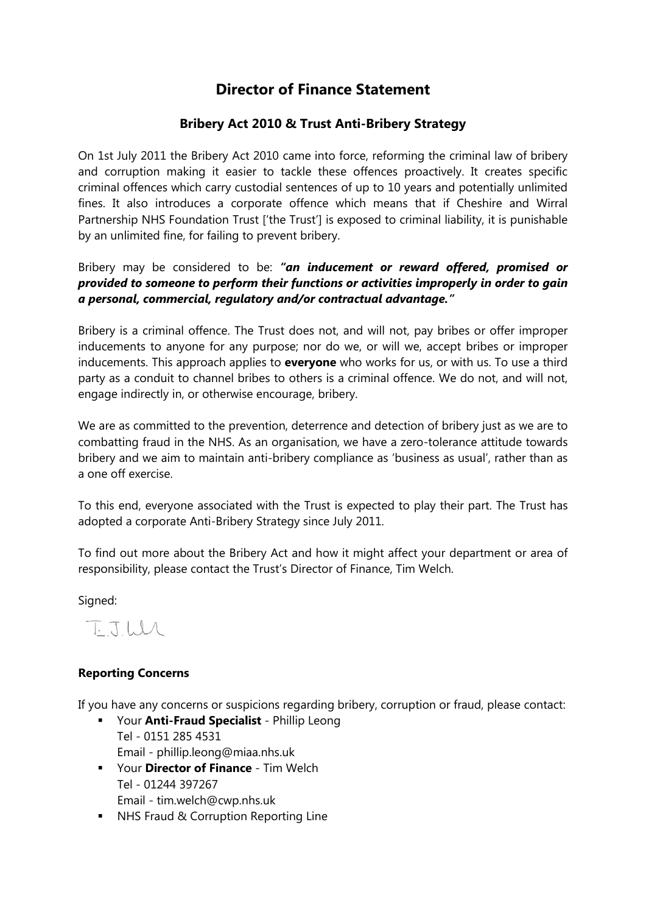# Director of Finance Statement

## Bribery Act 2010 & Trust Anti-Bribery Strategy

On 1st July 2011 the Bribery Act 2010 came into force, reforming the criminal law of bribery and corruption making it easier to tackle these offences proactively. It creates specific criminal offences which carry custodial sentences of up to 10 years and potentially unlimited fines. It also introduces a corporate offence which means that if Cheshire and Wirral Partnership NHS Foundation Trust ['the Trust'] is exposed to criminal liability, it is punishable by an unlimited fine, for failing to prevent bribery.

Bribery may be considered to be: ***"an inducement or reward offered, promised or provided to someone to perform their functions or activities improperly in order to gain a personal, commercial, regulatory and/or contractual advantage."***

Bribery is a criminal offence. The Trust does not, and will not, pay bribes or offer improper inducements to anyone for any purpose; nor do we, or will we, accept bribes or improper inducements. This approach applies to **everyone** who works for us, or with us. To use a third party as a conduit to channel bribes to others is a criminal offence. We do not, and will not, engage indirectly in, or otherwise encourage, bribery.

We are as committed to the prevention, deterrence and detection of bribery just as we are to combatting fraud in the NHS. As an organisation, we have a zero-tolerance attitude towards bribery and we aim to maintain anti-bribery compliance as 'business as usual', rather than as a one off exercise.

To this end, everyone associated with the Trust is expected to play their part. The Trust has adopted a corporate Anti-Bribery Strategy since July 2011.

To find out more about the Bribery Act and how it might affect your department or area of responsibility, please contact the Trust's Director of Finance, Tim Welch.

Signed:

T.J.Wl

**Reporting Concerns**

If you have any concerns or suspicions regarding bribery, corruption or fraud, please contact:

- Your **Anti-Fraud Specialist** - Phillip Leong
  Tel - 0151 285 4531
  Email - phillip.leong@miaa.nhs.uk
- Your **Director of Finance** - Tim Welch
  Tel - 01244 397267
  Email - tim.welch@cwp.nhs.uk
- NHS Fraud & Corruption Reporting Line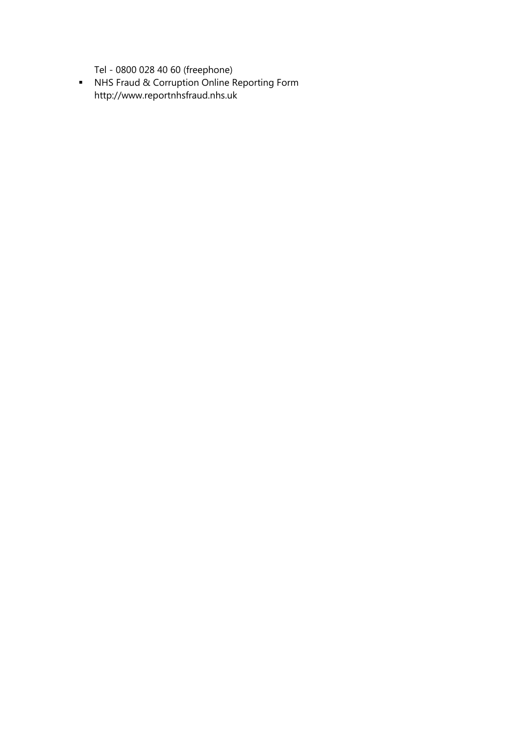Tel - 0800 028 40 60 (freephone)

- NHS Fraud & Corruption Online Reporting Form
  http://www.reportnhsfraud.nhs.uk